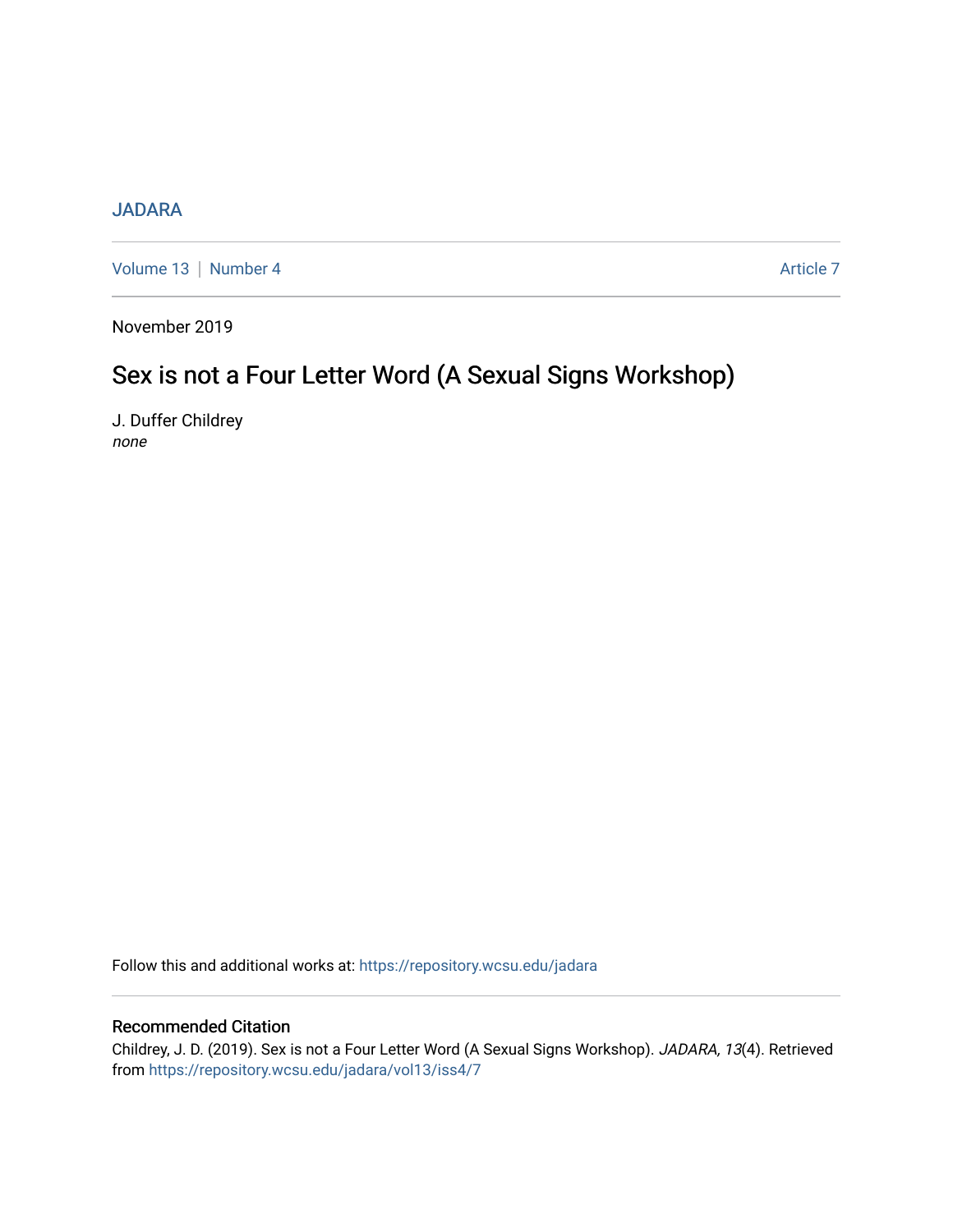JADARA

Volume 13 | Number 4 Article 7

November 2019

# Sex is not a Four Letter Word (A Sexual Signs Workshop)

J. Duffer Childrey
*none*

Follow this and additional works at: https://repository.wcsu.edu/jadara

## Recommended Citation

Childrey, J. D. (2019). Sex is not a Four Letter Word (A Sexual Signs Workshop). *JADARA, 13*(4). Retrieved from https://repository.wcsu.edu/jadara/vol13/iss4/7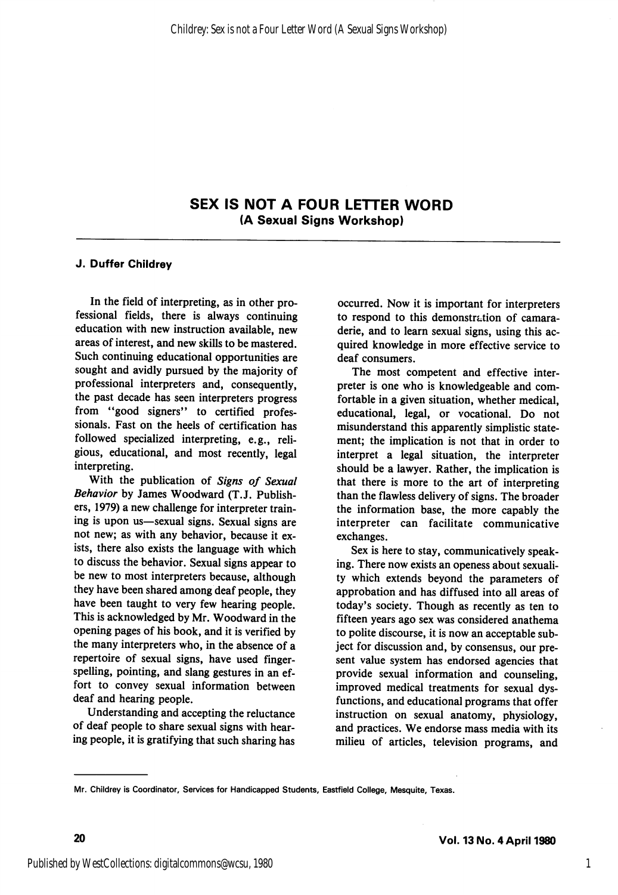# SEX IS NOT A FOUR LETTER WORD

## (A Sexual Signs Workshop)

**J. Duffer Childrey**

In the field of interpreting, as in other professional fields, there is always continuing education with new instruction available, new areas of interest, and new skills to be mastered. Such continuing educational opportunities are sought and avidly pursued by the majority of professional interpreters and, consequently, the past decade has seen interpreters progress from "good signers" to certified professionals. Fast on the heels of certification has followed specialized interpreting, e.g., religious, educational, and most recently, legal interpreting.

With the publication of *Signs of Sexual Behavior* by James Woodward (T.J. Publishers, 1979) a new challenge for interpreter training is upon us—sexual signs. Sexual signs are not new; as with any behavior, because it exists, there also exists the language with which to discuss the behavior. Sexual signs appear to be new to most interpreters because, although they have been shared among deaf people, they have been taught to very few hearing people. This is acknowledged by Mr. Woodward in the opening pages of his book, and it is verified by the many interpreters who, in the absence of a repertoire of sexual signs, have used fingerspelling, pointing, and slang gestures in an effort to convey sexual information between deaf and hearing people.

Understanding and accepting the reluctance of deaf people to share sexual signs with hearing people, it is gratifying that such sharing has occurred. Now it is important for interpreters to respond to this demonstration of camaraderie, and to learn sexual signs, using this acquired knowledge in more effective service to deaf consumers.

The most competent and effective interpreter is one who is knowledgeable and comfortable in a given situation, whether medical, educational, legal, or vocational. Do not misunderstand this apparently simplistic statement; the implication is not that in order to interpret a legal situation, the interpreter should be a lawyer. Rather, the implication is that there is more to the art of interpreting than the flawless delivery of signs. The broader the information base, the more capably the interpreter can facilitate communicative exchanges.

Sex is here to stay, communicatively speaking. There now exists an openess about sexuality which extends beyond the parameters of approbation and has diffused into all areas of today's society. Though as recently as ten to fifteen years ago sex was considered anathema to polite discourse, it is now an acceptable subject for discussion and, by consensus, our present value system has endorsed agencies that provide sexual information and counseling, improved medical treatments for sexual dysfunctions, and educational programs that offer instruction on sexual anatomy, physiology, and practices. We endorse mass media with its milieu of articles, television programs, and

---

Mr. Childrey is Coordinator, Services for Handicapped Students, Eastfield College, Mesquite, Texas.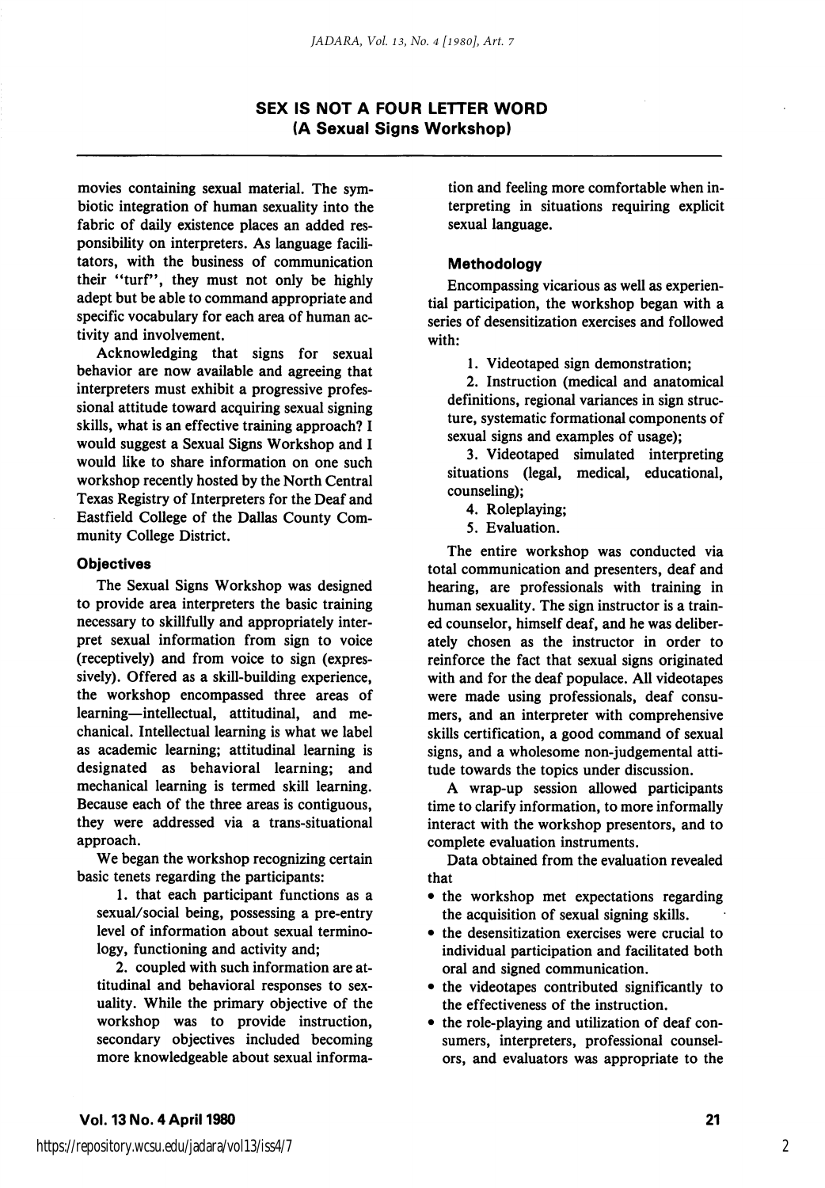# SEX IS NOT A FOUR LETTER WORD
## (A Sexual Signs Workshop)

movies containing sexual material. The symbiotic integration of human sexuality into the fabric of daily existence places an added responsibility on interpreters. As language facilitators, with the business of communication their "turf", they must not only be highly adept but be able to command appropriate and specific vocabulary for each area of human activity and involvement.

Acknowledging that signs for sexual behavior are now available and agreeing that interpreters must exhibit a progressive professional attitude toward acquiring sexual signing skills, what is an effective training approach? I would suggest a Sexual Signs Workshop and I would like to share information on one such workshop recently hosted by the North Central Texas Registry of Interpreters for the Deaf and Eastfield College of the Dallas County Community College District.

### Objectives

The Sexual Signs Workshop was designed to provide area interpreters the basic training necessary to skillfully and appropriately interpret sexual information from sign to voice (receptively) and from voice to sign (expressively). Offered as a skill-building experience, the workshop encompassed three areas of learning—intellectual, attitudinal, and mechanical. Intellectual learning is what we label as academic learning; attitudinal learning is designated as behavioral learning; and mechanical learning is termed skill learning. Because each of the three areas is contiguous, they were addressed via a trans-situational approach.

We began the workshop recognizing certain basic tenets regarding the participants:

1. that each participant functions as a sexual/social being, possessing a pre-entry level of information about sexual terminology, functioning and activity and;
2. coupled with such information are attitudinal and behavioral responses to sexuality. While the primary objective of the workshop was to provide instruction, secondary objectives included becoming more knowledgeable about sexual information and feeling more comfortable when interpreting in situations requiring explicit sexual language.

### Methodology

Encompassing vicarious as well as experiential participation, the workshop began with a series of desensitization exercises and followed with:

1. Videotaped sign demonstration;
2. Instruction (medical and anatomical definitions, regional variances in sign structure, systematic formational components of sexual signs and examples of usage);
3. Videotaped simulated interpreting situations (legal, medical, educational, counseling);
4. Roleplaying;
5. Evaluation.

The entire workshop was conducted via total communication and presenters, deaf and hearing, are professionals with training in human sexuality. The sign instructor is a trained counselor, himself deaf, and he was deliberately chosen as the instructor in order to reinforce the fact that sexual signs originated with and for the deaf populace. All videotapes were made using professionals, deaf consumers, and an interpreter with comprehensive skills certification, a good command of sexual signs, and a wholesome non-judgemental attitude towards the topics under discussion.

A wrap-up session allowed participants time to clarify information, to more informally interact with the workshop presentors, and to complete evaluation instruments.

Data obtained from the evaluation revealed that

- the workshop met expectations regarding the acquisition of sexual signing skills.
- the desensitization exercises were crucial to individual participation and facilitated both oral and signed communication.
- the videotapes contributed significantly to the effectiveness of the instruction.
- the role-playing and utilization of deaf consumers, interpreters, professional counselors, and evaluators was appropriate to the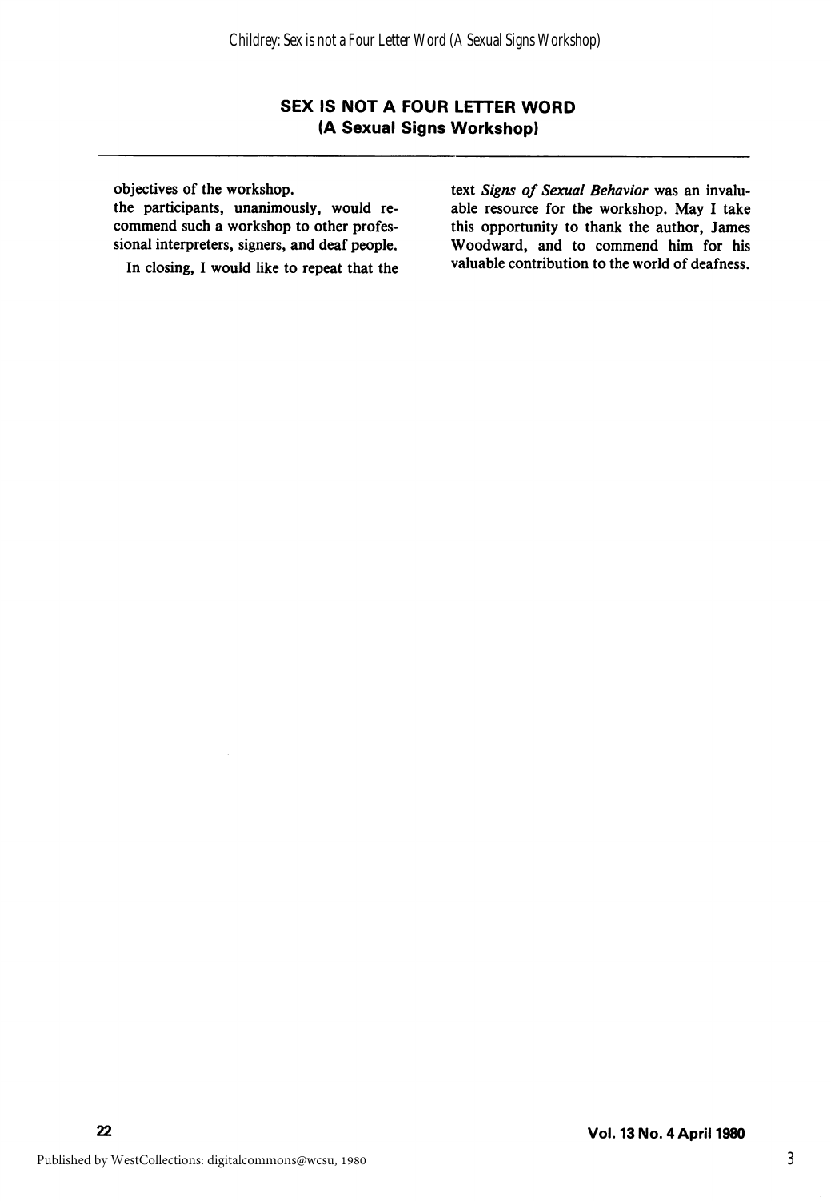## SEX IS NOT A FOUR LETTER WORD
### (A Sexual Signs Workshop)

objectives of the workshop.

the participants, unanimously, would recommend such a workshop to other professional interpreters, signers, and deaf people.

In closing, I would like to repeat that the text *Signs of Sexual Behavior* was an invaluable resource for the workshop. May I take this opportunity to thank the author, James Woodward, and to commend him for his valuable contribution to the world of deafness.